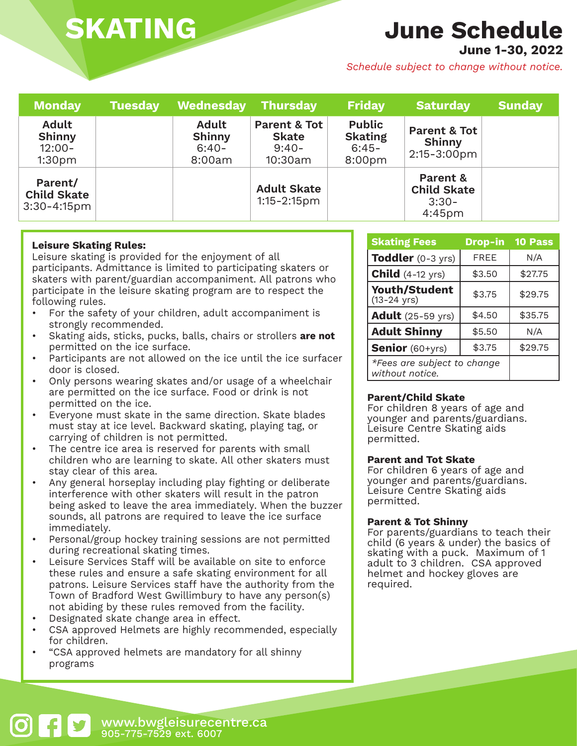# SKATING

## June Schedule

**June 1-30, 2022**

*Schedule subject to change without notice.*

| Monday | Tuesday | Wednesday | Thursday | Friday | Saturday | Sunday |
|---|---|---|---|---|---|---|
| **Adult Shinny** 12:00-1:30pm | | **Adult Shinny** 6:40-8:00am | **Parent & Tot Skate** 9:40-10:30am | **Public Skating** 6:45-8:00pm | **Parent & Tot Shinny** 2:15-3:00pm | |
| **Parent/ Child Skate** 3:30-4:15pm | | | **Adult Skate** 1:15-2:15pm | | **Parent & Child Skate** 3:30-4:45pm | |

**Leisure Skating Rules:**
Leisure skating is provided for the enjoyment of all participants. Admittance is limited to participating skaters or skaters with parent/guardian accompaniment. All patrons who participate in the leisure skating program are to respect the following rules.

- For the safety of your children, adult accompaniment is strongly recommended.
- Skating aids, sticks, pucks, balls, chairs or strollers **are not** permitted on the ice surface.
- Participants are not allowed on the ice until the ice surfacer door is closed.
- Only persons wearing skates and/or usage of a wheelchair are permitted on the ice surface. Food or drink is not permitted on the ice.
- Everyone must skate in the same direction. Skate blades must stay at ice level. Backward skating, playing tag, or carrying of children is not permitted.
- The centre ice area is reserved for parents with small children who are learning to skate. All other skaters must stay clear of this area.
- Any general horseplay including play fighting or deliberate interference with other skaters will result in the patron being asked to leave the area immediately. When the buzzer sounds, all patrons are required to leave the ice surface immediately.
- Personal/group hockey training sessions are not permitted during recreational skating times.
- Leisure Services Staff will be available on site to enforce these rules and ensure a safe skating environment for all patrons. Leisure Services staff have the authority from the Town of Bradford West Gwillimbury to have any person(s) not abiding by these rules removed from the facility.
- Designated skate change area in effect.
- CSA approved Helmets are highly recommended, especially for children.
- “CSA approved helmets are mandatory for all shinny programs

| Skating Fees | Drop-in | 10 Pass |
|---|---|---|
| **Toddler** (0-3 yrs) | FREE | N/A |
| **Child** (4-12 yrs) | $3.50 | $27.75 |
| **Youth/Student** (13-24 yrs) | $3.75 | $29.75 |
| **Adult** (25-59 yrs) | $4.50 | $35.75 |
| **Adult Shinny** | $5.50 | N/A |
| **Senior** (60+yrs) | $3.75 | $29.75 |
| *\*Fees are subject to change without notice.* | | |

**Parent/Child Skate**
For children 8 years of age and younger and parents/guardians. Leisure Centre Skating aids permitted.

**Parent and Tot Skate**
For children 6 years of age and younger and parents/guardians. Leisure Centre Skating aids permitted.

**Parent & Tot Shinny**
For parents/guardians to teach their child (6 years & under) the basics of skating with a puck. Maximum of 1 adult to 3 children. CSA approved helmet and hockey gloves are required.

www.bwgleisurecentre.ca
905-775-7529 ext. 6007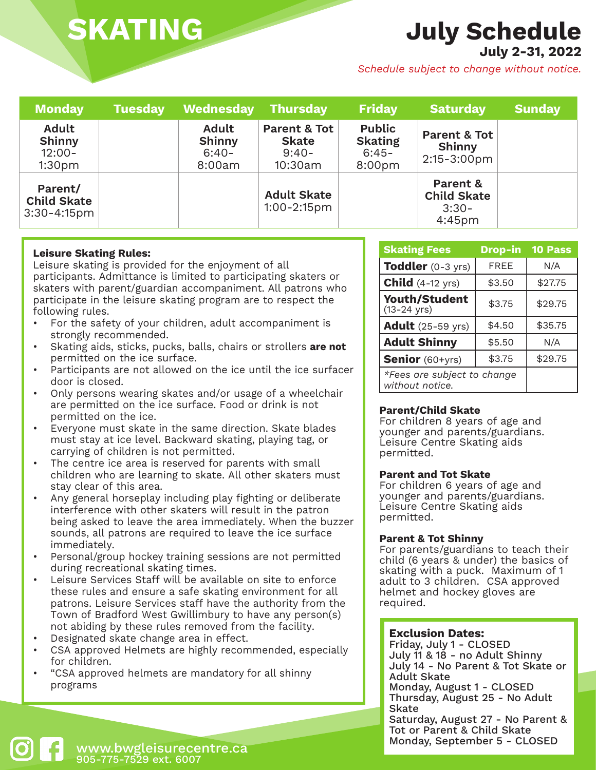# SKATING

## July Schedule

**July 2-31, 2022**

*Schedule subject to change without notice.*

| Monday | Tuesday | Wednesday | Thursday | Friday | Saturday | Sunday |
|---|---|---|---|---|---|---|
| **Adult Shinny** 12:00-1:30pm | | **Adult Shinny** 6:40-8:00am | **Parent & Tot Skate** 9:40-10:30am | **Public Skating** 6:45-8:00pm | **Parent & Tot Shinny** 2:15-3:00pm | |
| **Parent/ Child Skate** 3:30-4:15pm | | | **Adult Skate** 1:00-2:15pm | | **Parent & Child Skate** 3:30-4:45pm | |

**Leisure Skating Rules:**

Leisure skating is provided for the enjoyment of all participants. Admittance is limited to participating skaters or skaters with parent/guardian accompaniment. All patrons who participate in the leisure skating program are to respect the following rules.

- For the safety of your children, adult accompaniment is strongly recommended.
- Skating aids, sticks, pucks, balls, chairs or strollers **are not** permitted on the ice surface.
- Participants are not allowed on the ice until the ice surfacer door is closed.
- Only persons wearing skates and/or usage of a wheelchair are permitted on the ice surface. Food or drink is not permitted on the ice.
- Everyone must skate in the same direction. Skate blades must stay at ice level. Backward skating, playing tag, or carrying of children is not permitted.
- The centre ice area is reserved for parents with small children who are learning to skate. All other skaters must stay clear of this area.
- Any general horseplay including play fighting or deliberate interference with other skaters will result in the patron being asked to leave the area immediately. When the buzzer sounds, all patrons are required to leave the ice surface immediately.
- Personal/group hockey training sessions are not permitted during recreational skating times.
- Leisure Services Staff will be available on site to enforce these rules and ensure a safe skating environment for all patrons. Leisure Services staff have the authority from the Town of Bradford West Gwillimbury to have any person(s) not abiding by these rules removed from the facility.
- Designated skate change area in effect.
- CSA approved Helmets are highly recommended, especially for children.
- "CSA approved helmets are mandatory for all shinny programs

| Skating Fees | Drop-in | 10 Pass |
|---|---|---|
| **Toddler** (0-3 yrs) | FREE | N/A |
| **Child** (4-12 yrs) | $3.50 | $27.75 |
| **Youth/Student** (13-24 yrs) | $3.75 | $29.75 |
| **Adult** (25-59 yrs) | $4.50 | $35.75 |
| **Adult Shinny** | $5.50 | N/A |
| **Senior** (60+yrs) | $3.75 | $29.75 |
| *\*Fees are subject to change without notice.* | | |

**Parent/Child Skate**
For children 8 years of age and younger and parents/guardians. Leisure Centre Skating aids permitted.

**Parent and Tot Skate**
For children 6 years of age and younger and parents/guardians. Leisure Centre Skating aids permitted.

**Parent & Tot Shinny**
For parents/guardians to teach their child (6 years & under) the basics of skating with a puck. Maximum of 1 adult to 3 children. CSA approved helmet and hockey gloves are required.

**Exclusion Dates:**
Friday, July 1 - CLOSED
July 11 & 18 - no Adult Shinny
July 14 - No Parent & Tot Skate or Adult Skate
Monday, August 1 - CLOSED
Thursday, August 25 - No Adult Skate
Saturday, August 27 - No Parent & Tot or Parent & Child Skate
Monday, September 5 - CLOSED

www.bwgleisurecentre.ca
905-775-7529 ext. 6007